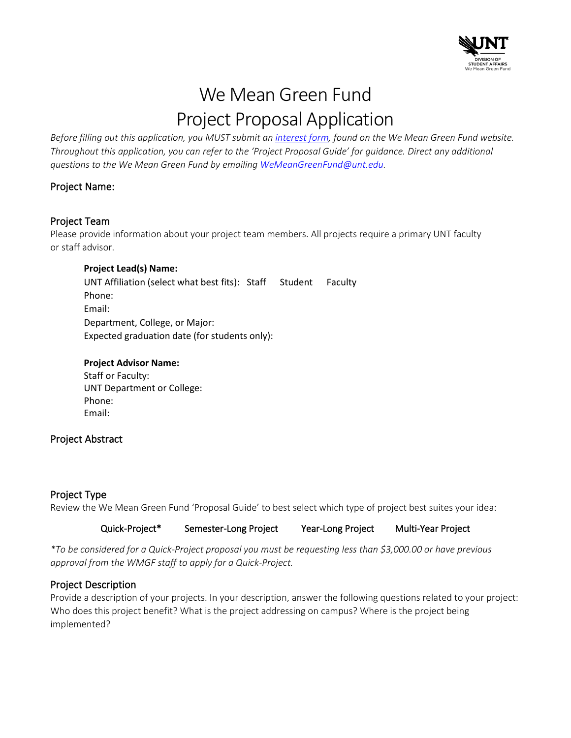# We Mean Green Fund
# Project Proposal Application

*Before filling out this application, you MUST submit an interest form, found on the We Mean Green Fund website. Throughout this application, you can refer to the 'Project Proposal Guide' for guidance. Direct any additional questions to the We Mean Green Fund by emailing WeMeanGreenFund@unt.edu.*

## Project Name:

## Project Team

Please provide information about your project team members. All projects require a primary UNT faculty or staff advisor.

**Project Lead(s) Name:**
UNT Affiliation (select what best fits): Staff Student Faculty
Phone:
Email:
Department, College, or Major:
Expected graduation date (for students only):

**Project Advisor Name:**
Staff or Faculty:
UNT Department or College:
Phone:
Email:

## Project Abstract

## Project Type

Review the We Mean Green Fund 'Proposal Guide' to best select which type of project best suites your idea:

Quick-Project* Semester-Long Project Year-Long Project Multi-Year Project

*\*To be considered for a Quick-Project proposal you must be requesting less than $3,000.00 or have previous approval from the WMGF staff to apply for a Quick-Project.*

## Project Description

Provide a description of your projects. In your description, answer the following questions related to your project: Who does this project benefit? What is the project addressing on campus? Where is the project being implemented?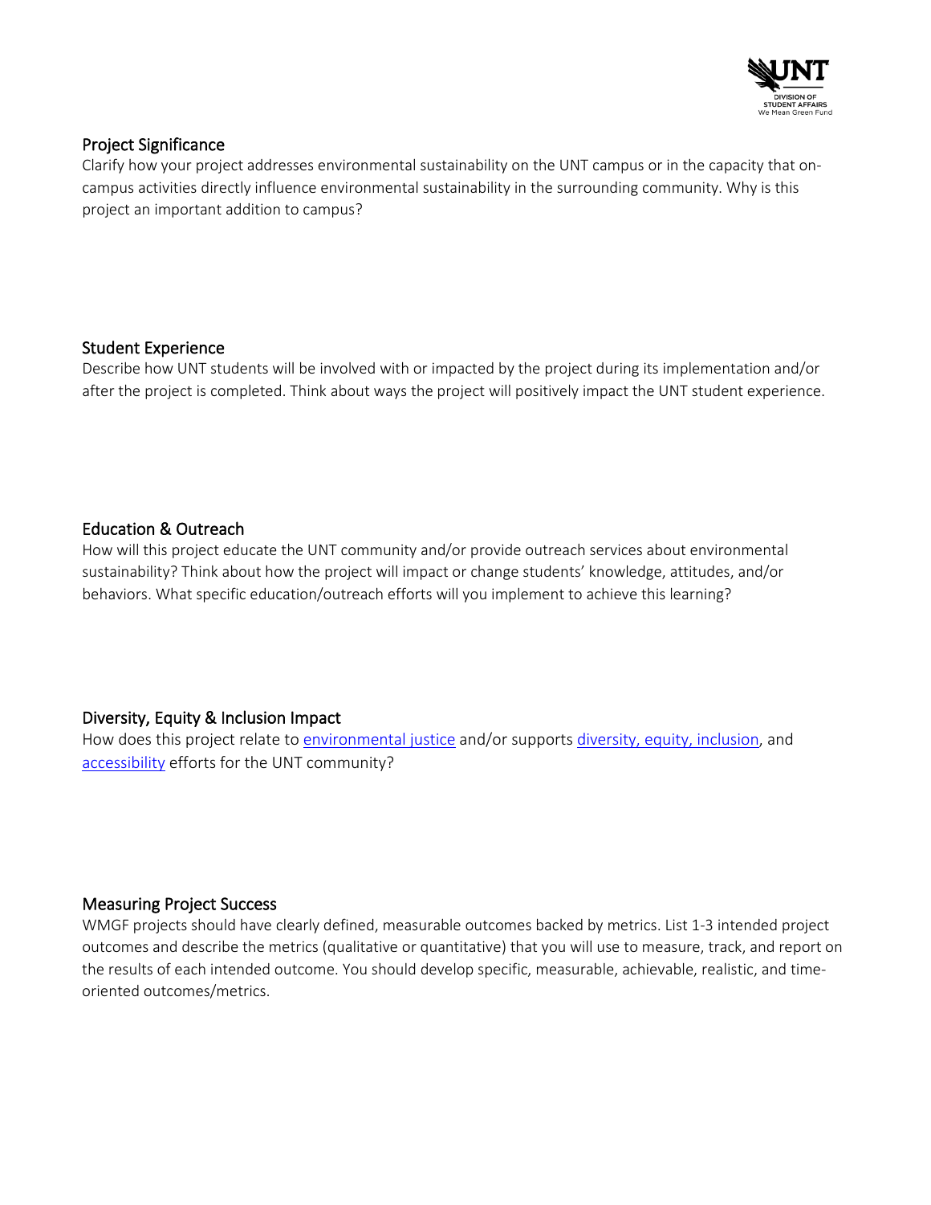## Project Significance

Clarify how your project addresses environmental sustainability on the UNT campus or in the capacity that on-campus activities directly influence environmental sustainability in the surrounding community. Why is this project an important addition to campus?

## Student Experience

Describe how UNT students will be involved with or impacted by the project during its implementation and/or after the project is completed. Think about ways the project will positively impact the UNT student experience.

## Education & Outreach

How will this project educate the UNT community and/or provide outreach services about environmental sustainability? Think about how the project will impact or change students' knowledge, attitudes, and/or behaviors. What specific education/outreach efforts will you implement to achieve this learning?

## Diversity, Equity & Inclusion Impact

How does this project relate to environmental justice and/or supports diversity, equity, inclusion, and accessibility efforts for the UNT community?

## Measuring Project Success

WMGF projects should have clearly defined, measurable outcomes backed by metrics. List 1-3 intended project outcomes and describe the metrics (qualitative or quantitative) that you will use to measure, track, and report on the results of each intended outcome. You should develop specific, measurable, achievable, realistic, and time-oriented outcomes/metrics.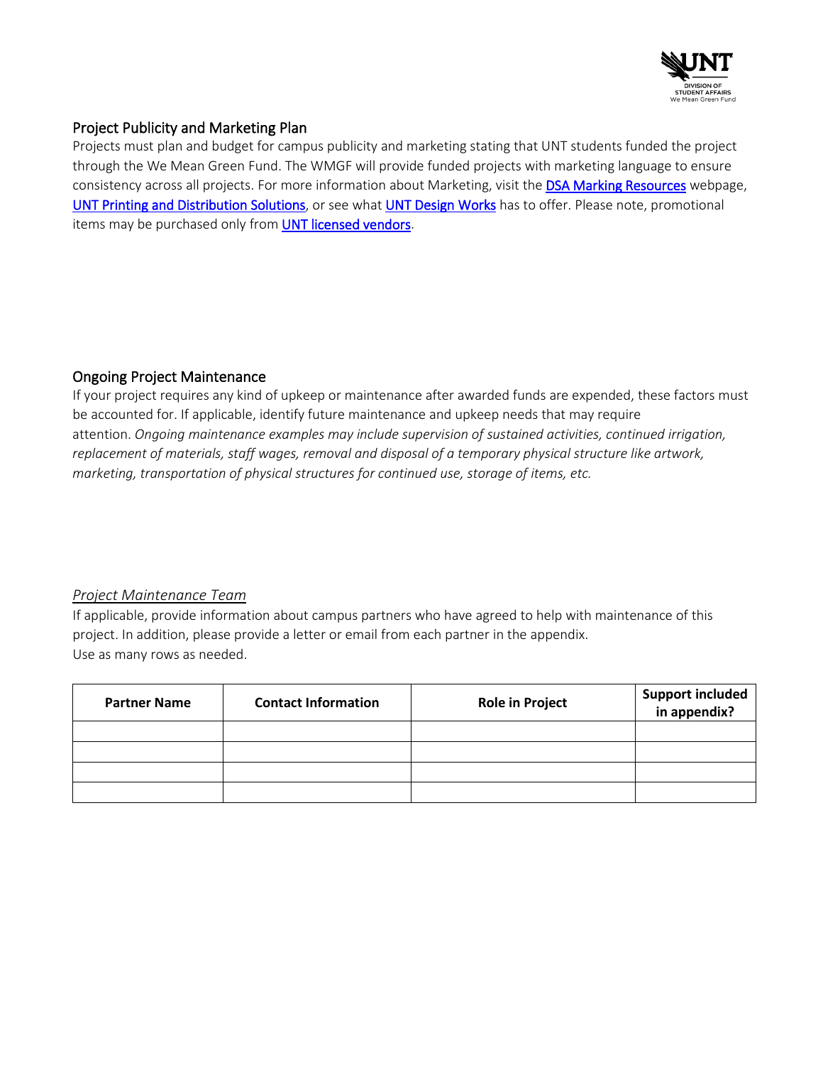## Project Publicity and Marketing Plan

Projects must plan and budget for campus publicity and marketing stating that UNT students funded the project through the We Mean Green Fund. The WMGF will provide funded projects with marketing language to ensure consistency across all projects. For more information about Marketing, visit the DSA Marking Resources webpage, UNT Printing and Distribution Solutions, or see what UNT Design Works has to offer. Please note, promotional items may be purchased only from UNT licensed vendors.

## Ongoing Project Maintenance

If your project requires any kind of upkeep or maintenance after awarded funds are expended, these factors must be accounted for. If applicable, identify future maintenance and upkeep needs that may require attention. *Ongoing maintenance examples may include supervision of sustained activities, continued irrigation, replacement of materials, staff wages, removal and disposal of a temporary physical structure like artwork, marketing, transportation of physical structures for continued use, storage of items, etc.*

### *Project Maintenance Team*

If applicable, provide information about campus partners who have agreed to help with maintenance of this project. In addition, please provide a letter or email from each partner in the appendix.
Use as many rows as needed.

| Partner Name | Contact Information | Role in Project | Support included in appendix? |
|---|---|---|---|
| | | | |
| | | | |
| | | | |
| | | | |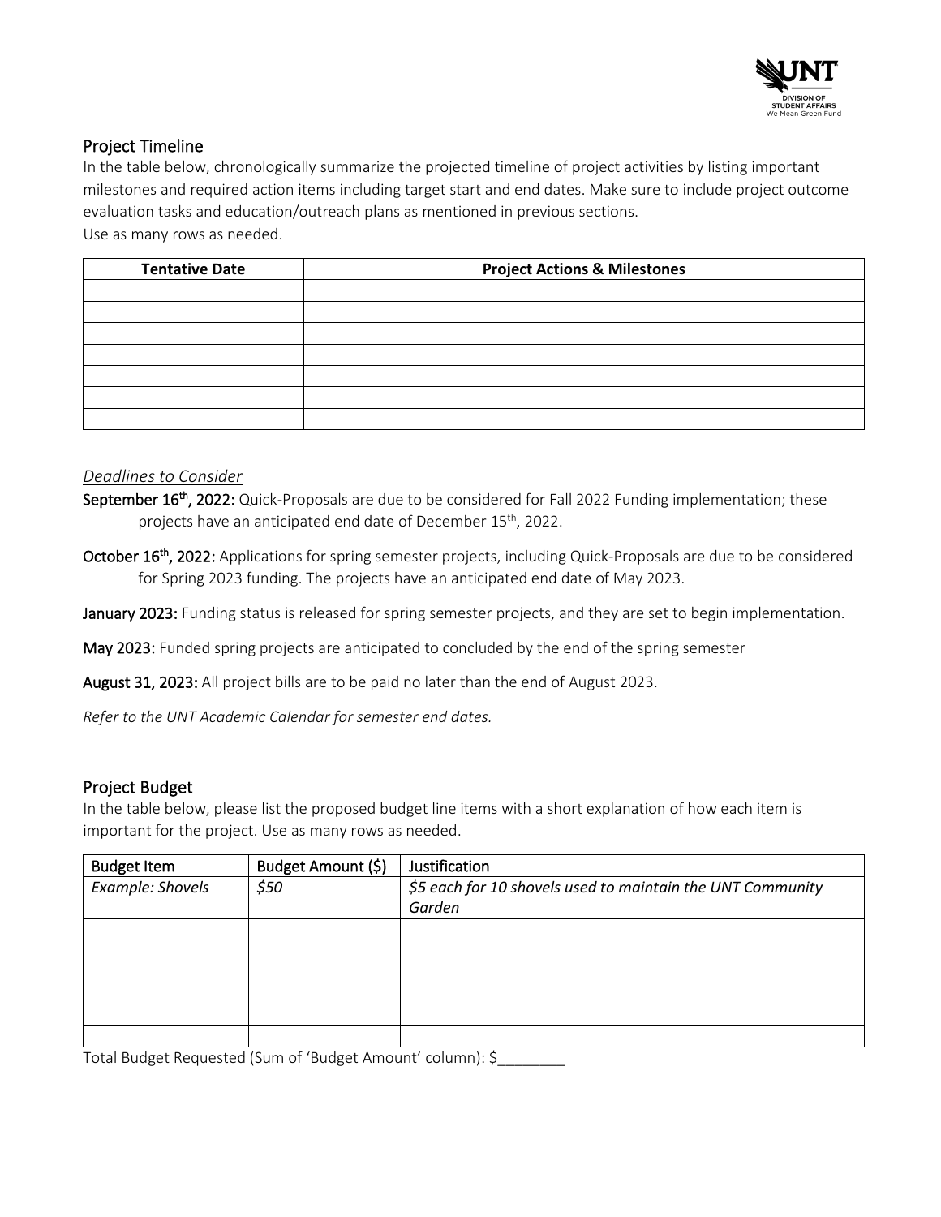## Project Timeline

In the table below, chronologically summarize the projected timeline of project activities by listing important milestones and required action items including target start and end dates. Make sure to include project outcome evaluation tasks and education/outreach plans as mentioned in previous sections.
Use as many rows as needed.

| Tentative Date | Project Actions & Milestones |
|---|---|
| | |
| | |
| | |
| | |
| | |
| | |
| | |

### *Deadlines to Consider*

**September 16th, 2022:** Quick-Proposals are due to be considered for Fall 2022 Funding implementation; these projects have an anticipated end date of December 15th, 2022.

**October 16th, 2022:** Applications for spring semester projects, including Quick-Proposals are due to be considered for Spring 2023 funding. The projects have an anticipated end date of May 2023.

**January 2023:** Funding status is released for spring semester projects, and they are set to begin implementation.

**May 2023:** Funded spring projects are anticipated to concluded by the end of the spring semester

**August 31, 2023:** All project bills are to be paid no later than the end of August 2023.

*Refer to the UNT Academic Calendar for semester end dates.*

## Project Budget

In the table below, please list the proposed budget line items with a short explanation of how each item is important for the project. Use as many rows as needed.

| Budget Item | Budget Amount ($) | Justification |
|---|---|---|
| *Example: Shovels* | *$50* | *$5 each for 10 shovels used to maintain the UNT Community Garden* |
| | | |
| | | |
| | | |
| | | |
| | | |
| | | |

Total Budget Requested (Sum of 'Budget Amount' column): $________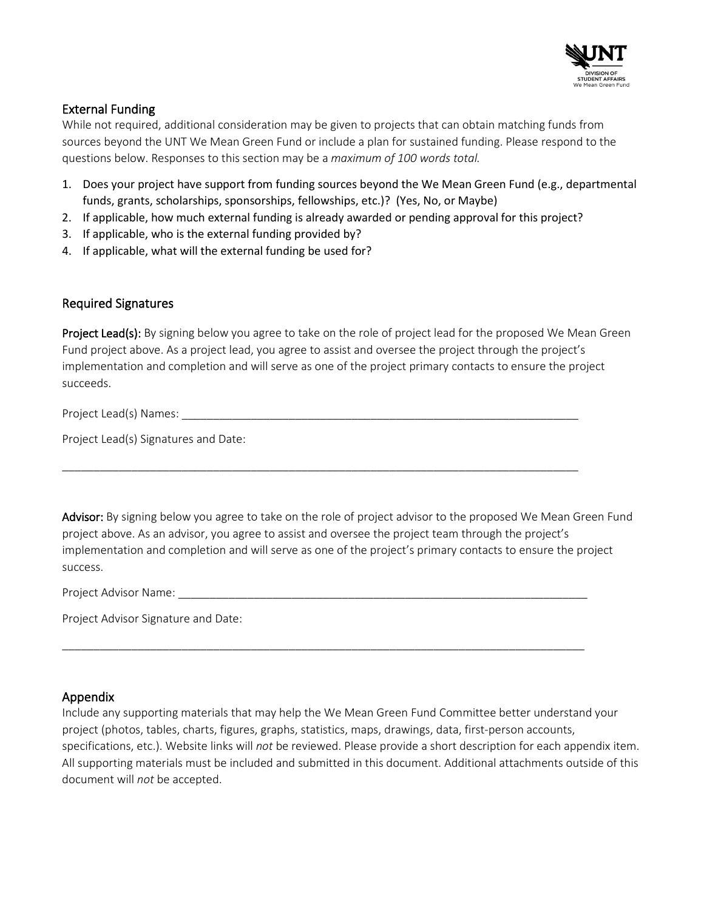## External Funding

While not required, additional consideration may be given to projects that can obtain matching funds from sources beyond the UNT We Mean Green Fund or include a plan for sustained funding. Please respond to the questions below. Responses to this section may be a *maximum of 100 words total.*

1. Does your project have support from funding sources beyond the We Mean Green Fund (e.g., departmental funds, grants, scholarships, sponsorships, fellowships, etc.)? (Yes, No, or Maybe)
2. If applicable, how much external funding is already awarded or pending approval for this project?
3. If applicable, who is the external funding provided by?
4. If applicable, what will the external funding be used for?

## Required Signatures

**Project Lead(s):** By signing below you agree to take on the role of project lead for the proposed We Mean Green Fund project above. As a project lead, you agree to assist and oversee the project through the project's implementation and completion and will serve as one of the project primary contacts to ensure the project succeeds.

Project Lead(s) Names: ___________________________________________________________________

Project Lead(s) Signatures and Date:

___________________________________________________________________________________

**Advisor:** By signing below you agree to take on the role of project advisor to the proposed We Mean Green Fund project above. As an advisor, you agree to assist and oversee the project team through the project's implementation and completion and will serve as one of the project's primary contacts to ensure the project success.

Project Advisor Name: ____________________________________________________________________

Project Advisor Signature and Date:

___________________________________________________________________________________

## Appendix

Include any supporting materials that may help the We Mean Green Fund Committee better understand your project (photos, tables, charts, figures, graphs, statistics, maps, drawings, data, first-person accounts, specifications, etc.). Website links will *not* be reviewed. Please provide a short description for each appendix item. All supporting materials must be included and submitted in this document. Additional attachments outside of this document will *not* be accepted.